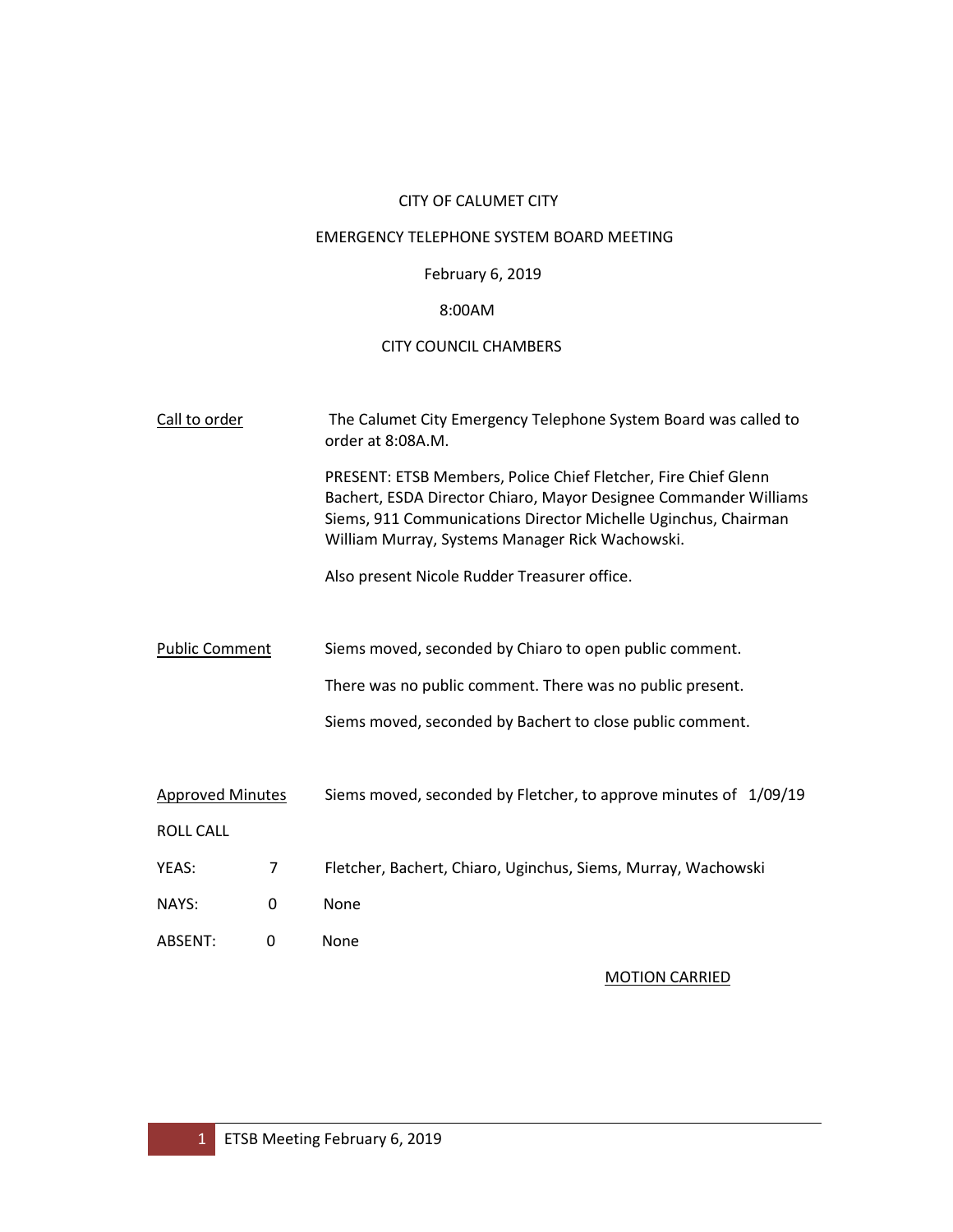CITY OF CALUMET CITY

EMERGENCY TELEPHONE SYSTEM BOARD MEETING

February 6, 2019

8:00AM

CITY COUNCIL CHAMBERS

<u>Call to order</u>

The Calumet City Emergency Telephone System Board was called to order at 8:08A.M.

PRESENT: ETSB Members, Police Chief Fletcher, Fire Chief Glenn Bachert, ESDA Director Chiaro, Mayor Designee Commander Williams Siems, 911 Communications Director Michelle Uginchus, Chairman William Murray, Systems Manager Rick Wachowski.

Also present Nicole Rudder Treasurer office.

<u>Public Comment</u>

Siems moved, seconded by Chiaro to open public comment.

There was no public comment. There was no public present.

Siems moved, seconded by Bachert to close public comment.

<u>Approved Minutes</u>

Siems moved, seconded by Fletcher, to approve minutes of 1/09/19

ROLL CALL

| | | |
|---|---|---|
| YEAS: | 7 | Fletcher, Bachert, Chiaro, Uginchus, Siems, Murray, Wachowski |
| NAYS: | 0 | None |
| ABSENT: | 0 | None |

<u>MOTION CARRIED</u>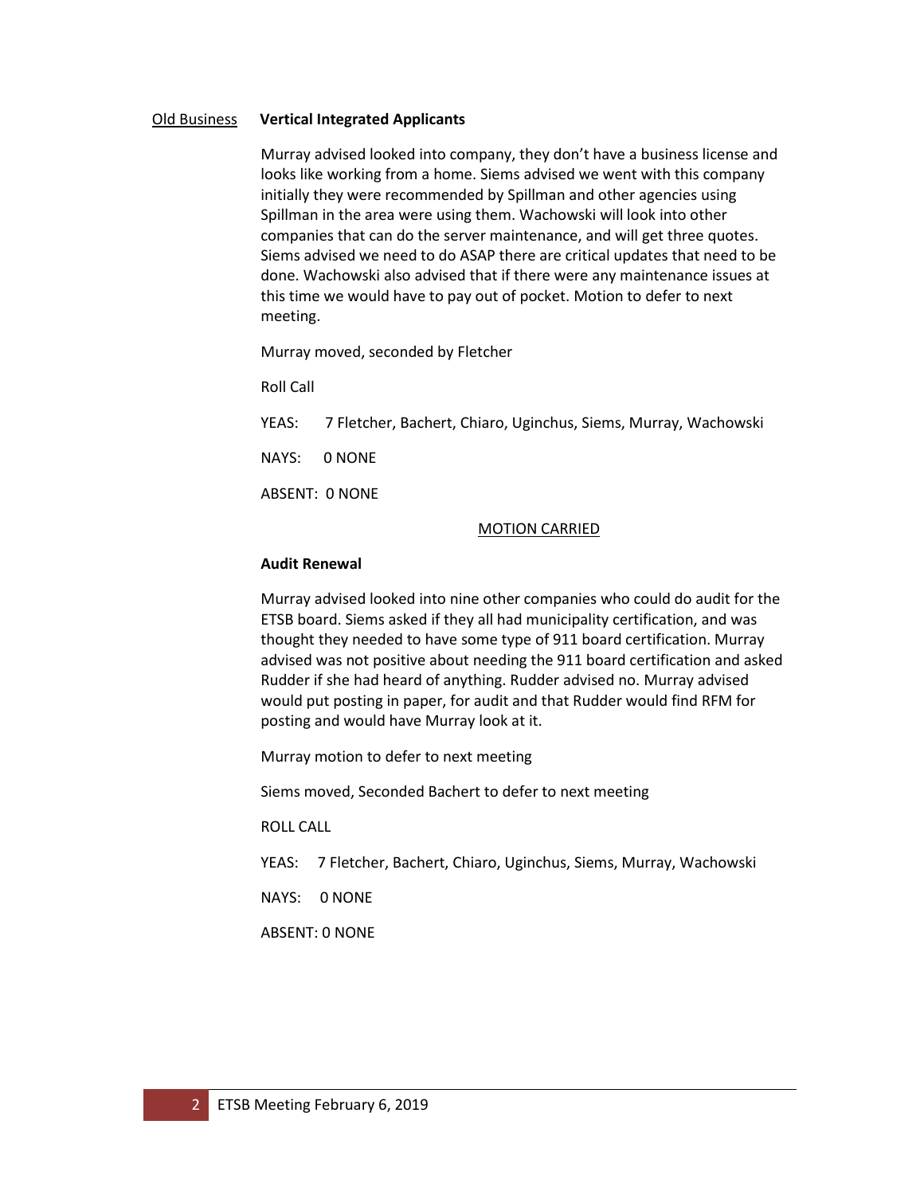Old Business **Vertical Integrated Applicants**

Murray advised looked into company, they don't have a business license and looks like working from a home. Siems advised we went with this company initially they were recommended by Spillman and other agencies using Spillman in the area were using them. Wachowski will look into other companies that can do the server maintenance, and will get three quotes. Siems advised we need to do ASAP there are critical updates that need to be done. Wachowski also advised that if there were any maintenance issues at this time we would have to pay out of pocket. Motion to defer to next meeting.

Murray moved, seconded by Fletcher

Roll Call

YEAS: 7 Fletcher, Bachert, Chiaro, Uginchus, Siems, Murray, Wachowski

NAYS: 0 NONE

ABSENT: 0 NONE

MOTION CARRIED

**Audit Renewal**

Murray advised looked into nine other companies who could do audit for the ETSB board. Siems asked if they all had municipality certification, and was thought they needed to have some type of 911 board certification. Murray advised was not positive about needing the 911 board certification and asked Rudder if she had heard of anything. Rudder advised no. Murray advised would put posting in paper, for audit and that Rudder would find RFM for posting and would have Murray look at it.

Murray motion to defer to next meeting

Siems moved, Seconded Bachert to defer to next meeting

ROLL CALL

YEAS: 7 Fletcher, Bachert, Chiaro, Uginchus, Siems, Murray, Wachowski

NAYS: 0 NONE

ABSENT: 0 NONE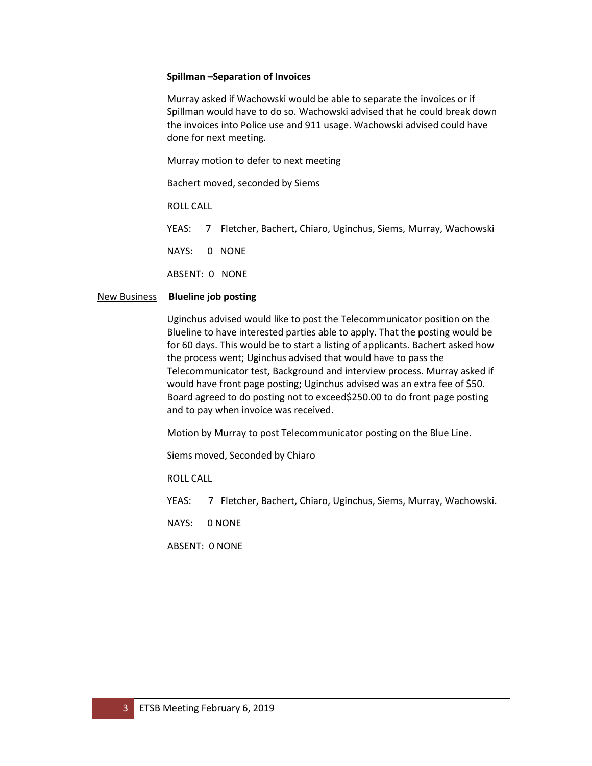**Spillman –Separation of Invoices**

Murray asked if Wachowski would be able to separate the invoices or if Spillman would have to do so. Wachowski advised that he could break down the invoices into Police use and 911 usage. Wachowski advised could have done for next meeting.

Murray motion to defer to next meeting

Bachert moved, seconded by Siems

ROLL CALL

YEAS: 7 Fletcher, Bachert, Chiaro, Uginchus, Siems, Murray, Wachowski

NAYS: 0 NONE

ABSENT: 0 NONE

New Business **Blueline job posting**

Uginchus advised would like to post the Telecommunicator position on the Blueline to have interested parties able to apply. That the posting would be for 60 days. This would be to start a listing of applicants. Bachert asked how the process went; Uginchus advised that would have to pass the Telecommunicator test, Background and interview process. Murray asked if would have front page posting; Uginchus advised was an extra fee of $50. Board agreed to do posting not to exceed$250.00 to do front page posting and to pay when invoice was received.

Motion by Murray to post Telecommunicator posting on the Blue Line.

Siems moved, Seconded by Chiaro

ROLL CALL

YEAS: 7 Fletcher, Bachert, Chiaro, Uginchus, Siems, Murray, Wachowski.

NAYS: 0 NONE

ABSENT: 0 NONE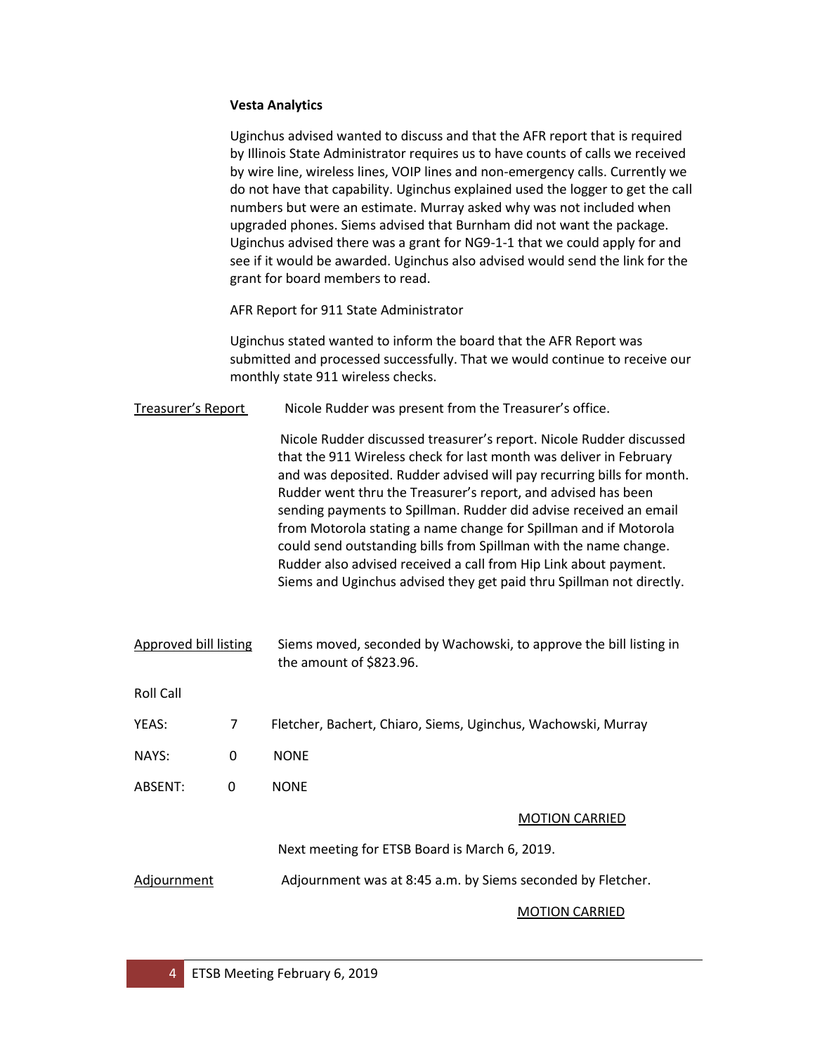**Vesta Analytics**

Uginchus advised wanted to discuss and that the AFR report that is required by Illinois State Administrator requires us to have counts of calls we received by wire line, wireless lines, VOIP lines and non-emergency calls. Currently we do not have that capability. Uginchus explained used the logger to get the call numbers but were an estimate. Murray asked why was not included when upgraded phones. Siems advised that Burnham did not want the package. Uginchus advised there was a grant for NG9-1-1 that we could apply for and see if it would be awarded. Uginchus also advised would send the link for the grant for board members to read.

AFR Report for 911 State Administrator

Uginchus stated wanted to inform the board that the AFR Report was submitted and processed successfully. That we would continue to receive our monthly state 911 wireless checks.

Treasurer's Report — Nicole Rudder was present from the Treasurer's office.

Nicole Rudder discussed treasurer's report. Nicole Rudder discussed that the 911 Wireless check for last month was deliver in February and was deposited. Rudder advised will pay recurring bills for month. Rudder went thru the Treasurer's report, and advised has been sending payments to Spillman. Rudder did advise received an email from Motorola stating a name change for Spillman and if Motorola could send outstanding bills from Spillman with the name change. Rudder also advised received a call from Hip Link about payment. Siems and Uginchus advised they get paid thru Spillman not directly.

Approved bill listing — Siems moved, seconded by Wachowski, to approve the bill listing in the amount of $823.96.

Roll Call

| | | |
|---|---|---|
| YEAS: | 7 | Fletcher, Bachert, Chiaro, Siems, Uginchus, Wachowski, Murray |
| NAYS: | 0 | NONE |
| ABSENT: | 0 | NONE |

MOTION CARRIED

Next meeting for ETSB Board is March 6, 2019.

Adjournment — Adjournment was at 8:45 a.m. by Siems seconded by Fletcher.

MOTION CARRIED